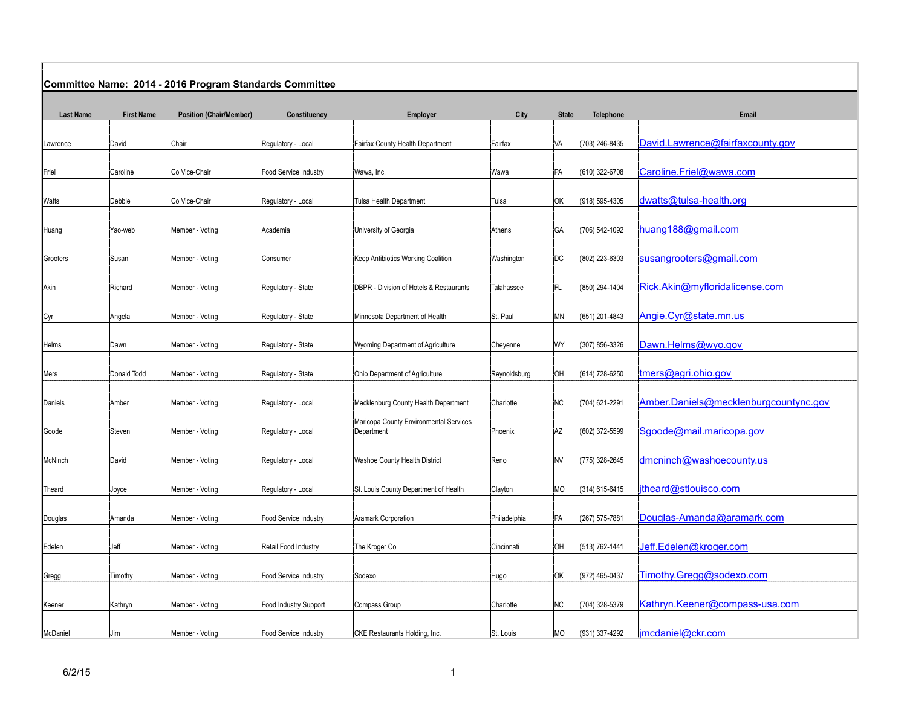## Committee Name: 2014 - 2016 Program Standards Committee

| Last Name | First Name | Position (Chair/Member) | Constituency | Employer | City | State | Telephone | Email |
|---|---|---|---|---|---|---|---|---|
| Lawrence | David | Chair | Regulatory - Local | Fairfax County Health Department | Fairfax | VA | (703) 246-8435 | David.Lawrence@fairfaxcounty.gov |
| Friel | Caroline | Co Vice-Chair | Food Service Industry | Wawa, Inc. | Wawa | PA | (610) 322-6708 | Caroline.Friel@wawa.com |
| Watts | Debbie | Co Vice-Chair | Regulatory - Local | Tulsa Health Department | Tulsa | OK | (918) 595-4305 | dwatts@tulsa-health.org |
| Huang | Yao-web | Member - Voting | Academia | University of Georgia | Athens | GA | (706) 542-1092 | huang188@gmail.com |
| Grooters | Susan | Member - Voting | Consumer | Keep Antibiotics Working Coalition | Washington | DC | (802) 223-6303 | susangrooters@gmail.com |
| Akin | Richard | Member - Voting | Regulatory - State | DBPR - Division of Hotels & Restaurants | Talahassee | FL | (850) 294-1404 | Rick.Akin@myfloridalicense.com |
| Cyr | Angela | Member - Voting | Regulatory - State | Minnesota Department of Health | St. Paul | MN | (651) 201-4843 | Angie.Cyr@state.mn.us |
| Helms | Dawn | Member - Voting | Regulatory - State | Wyoming Department of Agriculture | Cheyenne | WY | (307) 856-3326 | Dawn.Helms@wyo.gov |
| Mers | Donald Todd | Member - Voting | Regulatory - State | Ohio Department of Agriculture | Reynoldsburg | OH | (614) 728-6250 | tmers@agri.ohio.gov |
| Daniels | Amber | Member - Voting | Regulatory - Local | Mecklenburg County Health Department | Charlotte | NC | (704) 621-2291 | Amber.Daniels@mecklenburgcountync.gov |
| Goode | Steven | Member - Voting | Regulatory - Local | Maricopa County Environmental Services Department | Phoenix | AZ | (602) 372-5599 | Sgoode@mail.maricopa.gov |
| McNinch | David | Member - Voting | Regulatory - Local | Washoe County Health District | Reno | NV | (775) 328-2645 | dmcninch@washoecounty.us |
| Theard | Joyce | Member - Voting | Regulatory - Local | St. Louis County Department of Health | Clayton | MO | (314) 615-6415 | jtheard@stlouisco.com |
| Douglas | Amanda | Member - Voting | Food Service Industry | Aramark Corporation | Philadelphia | PA | (267) 575-7881 | Douglas-Amanda@aramark.com |
| Edelen | Jeff | Member - Voting | Retail Food Industry | The Kroger Co | Cincinnati | OH | (513) 762-1441 | Jeff.Edelen@kroger.com |
| Gregg | Timothy | Member - Voting | Food Service Industry | Sodexo | Hugo | OK | (972) 465-0437 | Timothy.Gregg@sodexo.com |
| Keener | Kathryn | Member - Voting | Food Industry Support | Compass Group | Charlotte | NC | (704) 328-5379 | Kathryn.Keener@compass-usa.com |
| McDaniel | Jim | Member - Voting | Food Service Industry | CKE Restaurants Holding, Inc. | St. Louis | MO | (931) 337-4292 | jmcdaniel@ckr.com |

6/2/15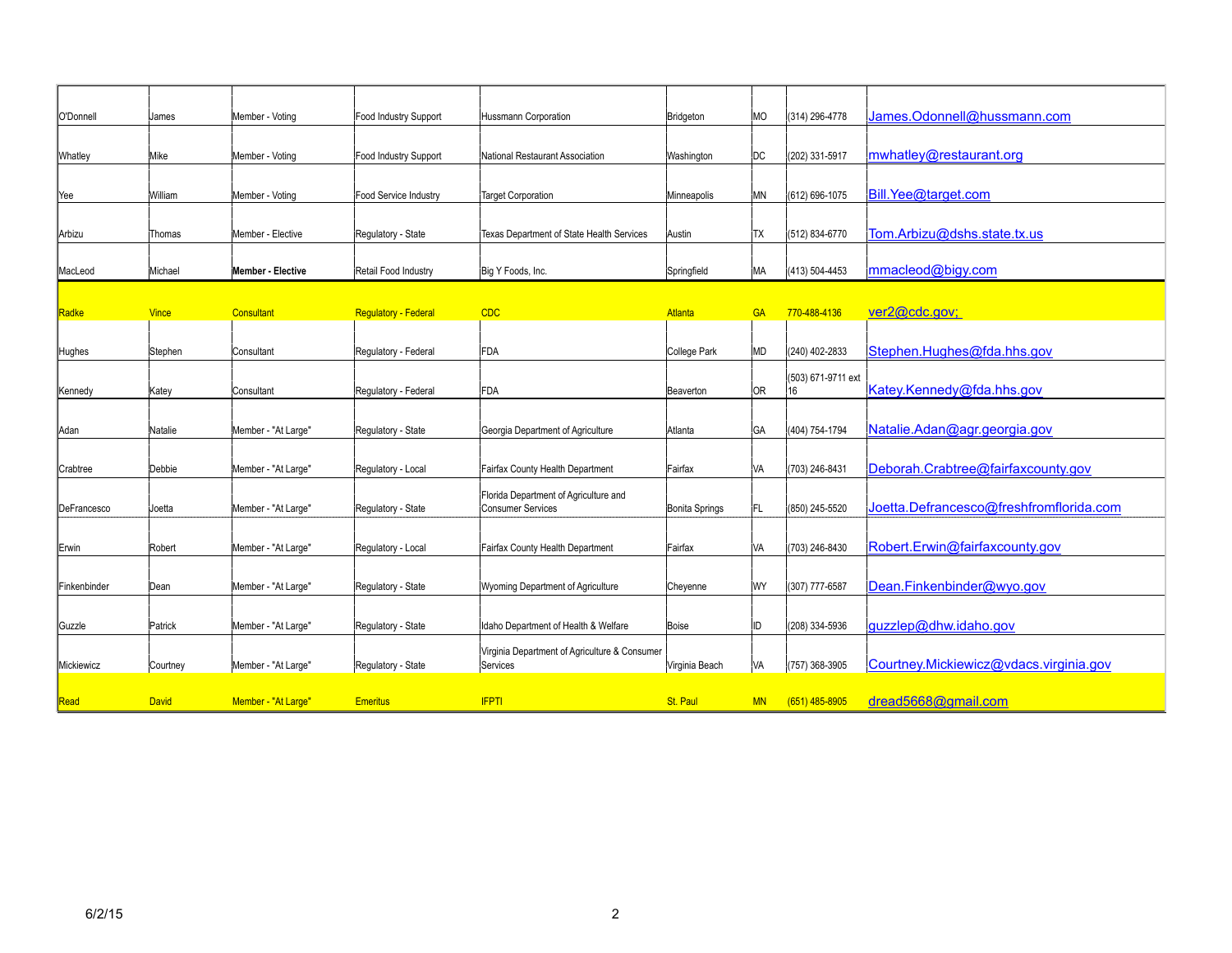| | | | | | | | | |
|---|---|---|---|---|---|---|---|---|
| O'Donnell | James | Member - Voting | Food Industry Support | Hussmann Corporation | Bridgeton | MO | (314) 296-4778 | James.Odonnell@hussmann.com |
| Whatley | Mike | Member - Voting | Food Industry Support | National Restaurant Association | Washington | DC | (202) 331-5917 | mwhatley@restaurant.org |
| Yee | William | Member - Voting | Food Service Industry | Target Corporation | Minneapolis | MN | (612) 696-1075 | Bill.Yee@target.com |
| Arbizu | Thomas | Member - Elective | Regulatory - State | Texas Department of State Health Services | Austin | TX | (512) 834-6770 | Tom.Arbizu@dshs.state.tx.us |
| MacLeod | Michael | **Member - Elective** | Retail Food Industry | Big Y Foods, Inc. | Springfield | MA | (413) 504-4453 | mmacleod@bigy.com |
| Radke | Vince | Consultant | Regulatory - Federal | CDC | Atlanta | GA | 770-488-4136 | ver2@cdc.gov; |
| Hughes | Stephen | Consultant | Regulatory - Federal | FDA | College Park | MD | (240) 402-2833 | Stephen.Hughes@fda.hhs.gov |
| Kennedy | Katey | Consultant | Regulatory - Federal | FDA | Beaverton | OR | (503) 671-9711 ext 16 | Katey.Kennedy@fda.hhs.gov |
| Adan | Natalie | Member - "At Large" | Regulatory - State | Georgia Department of Agriculture | Atlanta | GA | (404) 754-1794 | Natalie.Adan@agr.georgia.gov |
| Crabtree | Debbie | Member - "At Large" | Regulatory - Local | Fairfax County Health Department | Fairfax | VA | (703) 246-8431 | Deborah.Crabtree@fairfaxcounty.gov |
| DeFrancesco | Joetta | Member - "At Large" | Regulatory - State | Florida Department of Agriculture and Consumer Services | Bonita Springs | FL | (850) 245-5520 | Joetta.Defrancesco@freshfromflorida.com |
| Erwin | Robert | Member - "At Large" | Regulatory - Local | Fairfax County Health Department | Fairfax | VA | (703) 246-8430 | Robert.Erwin@fairfaxcounty.gov |
| Finkenbinder | Dean | Member - "At Large" | Regulatory - State | Wyoming Department of Agriculture | Cheyenne | WY | (307) 777-6587 | Dean.Finkenbinder@wyo.gov |
| Guzzle | Patrick | Member - "At Large" | Regulatory - State | Idaho Department of Health & Welfare | Boise | ID | (208) 334-5936 | guzzlep@dhw.idaho.gov |
| Mickiewicz | Courtney | Member - "At Large" | Regulatory - State | Virginia Department of Agriculture & Consumer Services | Virginia Beach | VA | (757) 368-3905 | Courtney.Mickiewicz@vdacs.virginia.gov |
| Read | David | Member - "At Large" | Emeritus | IFPTI | St. Paul | MN | (651) 485-8905 | dread5668@gmail.com |

6/2/15